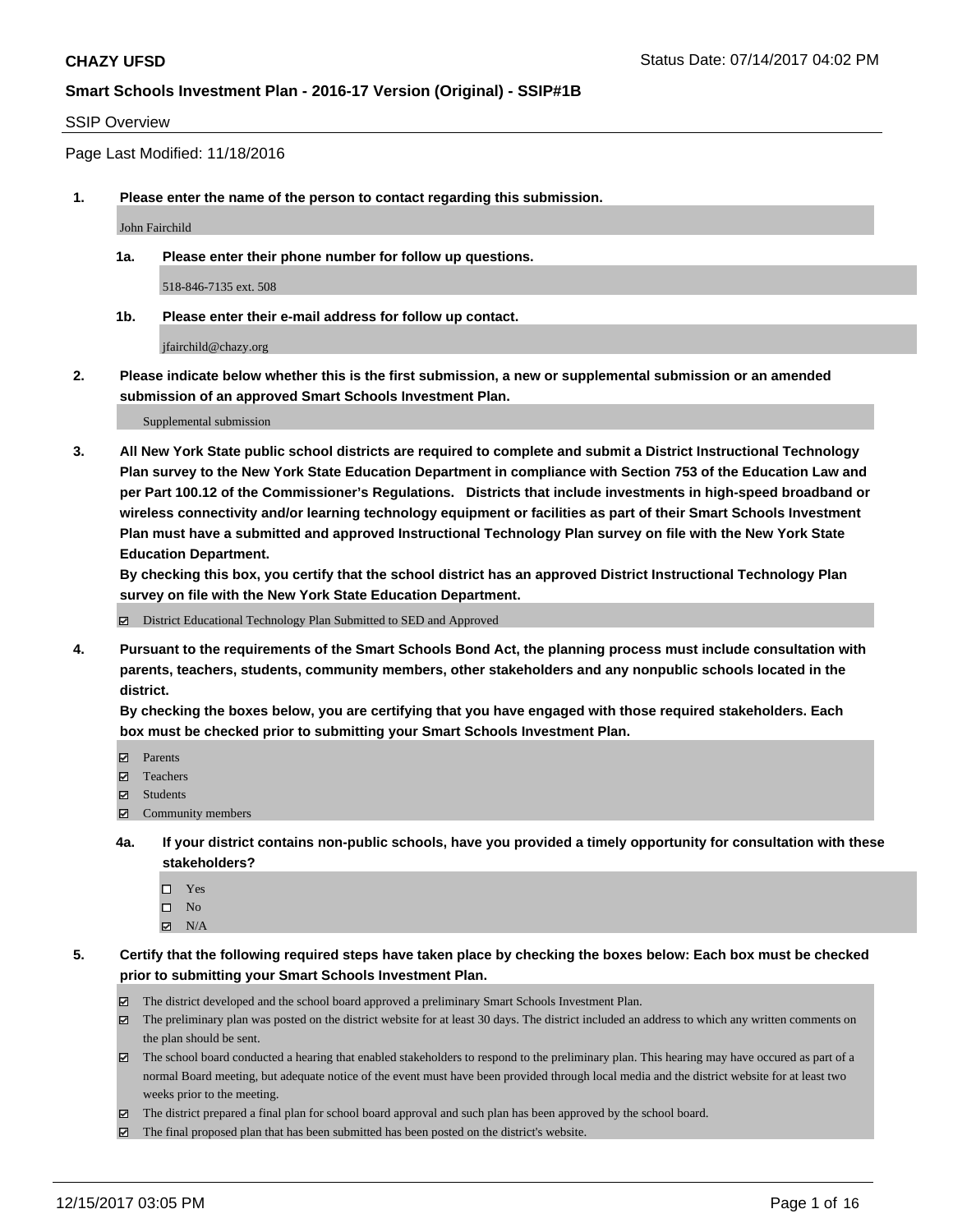**CHAZY UFSD**

Status Date: 07/14/2017 04:02 PM

**Smart Schools Investment Plan - 2016-17 Version (Original) - SSIP#1B**

SSIP Overview

Page Last Modified: 11/18/2016

**1. Please enter the name of the person to contact regarding this submission.**

John Fairchild

**1a. Please enter their phone number for follow up questions.**

518-846-7135 ext. 508

**1b. Please enter their e-mail address for follow up contact.**

jfairchild@chazy.org

**2. Please indicate below whether this is the first submission, a new or supplemental submission or an amended submission of an approved Smart Schools Investment Plan.**

Supplemental submission

**3. All New York State public school districts are required to complete and submit a District Instructional Technology Plan survey to the New York State Education Department in compliance with Section 753 of the Education Law and per Part 100.12 of the Commissioner's Regulations. Districts that include investments in high-speed broadband or wireless connectivity and/or learning technology equipment or facilities as part of their Smart Schools Investment Plan must have a submitted and approved Instructional Technology Plan survey on file with the New York State Education Department.**
**By checking this box, you certify that the school district has an approved District Instructional Technology Plan survey on file with the New York State Education Department.**

- [x] District Educational Technology Plan Submitted to SED and Approved

**4. Pursuant to the requirements of the Smart Schools Bond Act, the planning process must include consultation with parents, teachers, students, community members, other stakeholders and any nonpublic schools located in the district.**
**By checking the boxes below, you are certifying that you have engaged with those required stakeholders. Each box must be checked prior to submitting your Smart Schools Investment Plan.**

- [x] Parents
- [x] Teachers
- [x] Students
- [x] Community members

**4a. If your district contains non-public schools, have you provided a timely opportunity for consultation with these stakeholders?**

- [ ] Yes
- [ ] No
- [x] N/A

**5. Certify that the following required steps have taken place by checking the boxes below: Each box must be checked prior to submitting your Smart Schools Investment Plan.**

- [x] The district developed and the school board approved a preliminary Smart Schools Investment Plan.
- [x] The preliminary plan was posted on the district website for at least 30 days. The district included an address to which any written comments on the plan should be sent.
- [x] The school board conducted a hearing that enabled stakeholders to respond to the preliminary plan. This hearing may have occured as part of a normal Board meeting, but adequate notice of the event must have been provided through local media and the district website for at least two weeks prior to the meeting.
- [x] The district prepared a final plan for school board approval and such plan has been approved by the school board.
- [x] The final proposed plan that has been submitted has been posted on the district's website.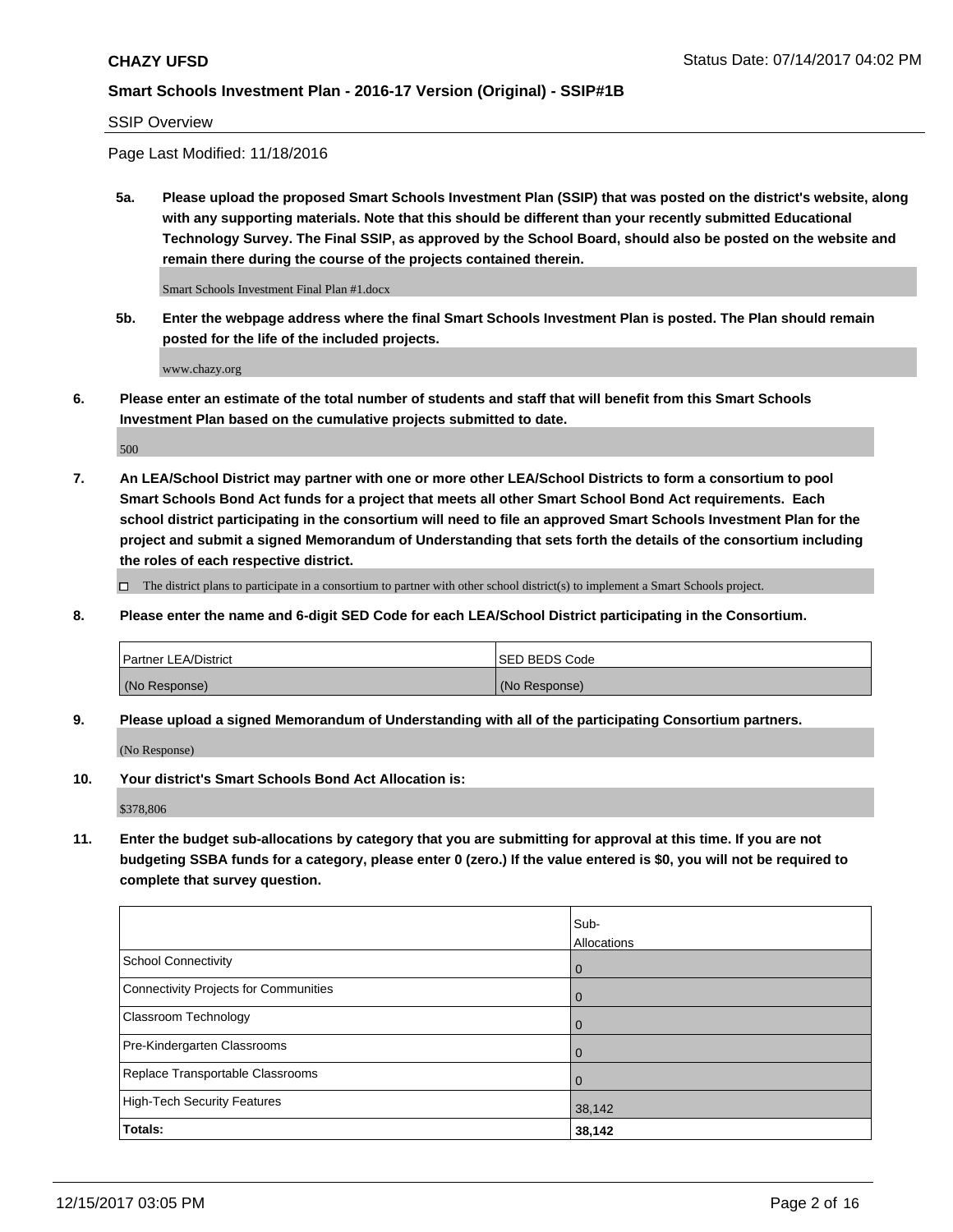**CHAZY UFSD**

Status Date: 07/14/2017 04:02 PM

**Smart Schools Investment Plan - 2016-17 Version (Original) - SSIP#1B**

SSIP Overview

Page Last Modified: 11/18/2016

**5a. Please upload the proposed Smart Schools Investment Plan (SSIP) that was posted on the district's website, along with any supporting materials. Note that this should be different than your recently submitted Educational Technology Survey. The Final SSIP, as approved by the School Board, should also be posted on the website and remain there during the course of the projects contained therein.**

Smart Schools Investment Final Plan #1.docx

**5b. Enter the webpage address where the final Smart Schools Investment Plan is posted. The Plan should remain posted for the life of the included projects.**

www.chazy.org

**6. Please enter an estimate of the total number of students and staff that will benefit from this Smart Schools Investment Plan based on the cumulative projects submitted to date.**

500

**7. An LEA/School District may partner with one or more other LEA/School Districts to form a consortium to pool Smart Schools Bond Act funds for a project that meets all other Smart School Bond Act requirements. Each school district participating in the consortium will need to file an approved Smart Schools Investment Plan for the project and submit a signed Memorandum of Understanding that sets forth the details of the consortium including the roles of each respective district.**

☐ The district plans to participate in a consortium to partner with other school district(s) to implement a Smart Schools project.

**8. Please enter the name and 6-digit SED Code for each LEA/School District participating in the Consortium.**

| Partner LEA/District | SED BEDS Code |
|---|---|
| (No Response) | (No Response) |

**9. Please upload a signed Memorandum of Understanding with all of the participating Consortium partners.**

(No Response)

**10. Your district's Smart Schools Bond Act Allocation is:**

$378,806

**11. Enter the budget sub-allocations by category that you are submitting for approval at this time. If you are not budgeting SSBA funds for a category, please enter 0 (zero.) If the value entered is $0, you will not be required to complete that survey question.**

| | Sub-Allocations |
|---|---|
| School Connectivity | 0 |
| Connectivity Projects for Communities | 0 |
| Classroom Technology | 0 |
| Pre-Kindergarten Classrooms | 0 |
| Replace Transportable Classrooms | 0 |
| High-Tech Security Features | 38,142 |
| **Totals:** | **38,142** |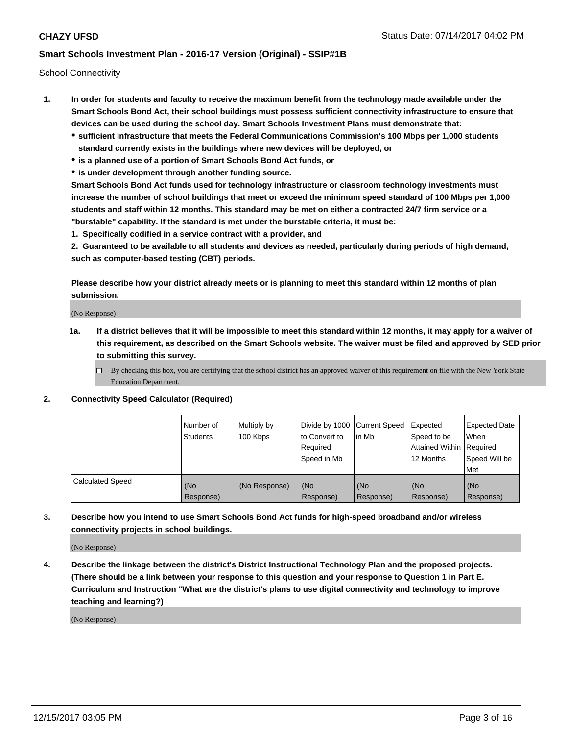School Connectivity

1. **In order for students and faculty to receive the maximum benefit from the technology made available under the Smart Schools Bond Act, their school buildings must possess sufficient connectivity infrastructure to ensure that devices can be used during the school day. Smart Schools Investment Plans must demonstrate that:**
   - **sufficient infrastructure that meets the Federal Communications Commission's 100 Mbps per 1,000 students standard currently exists in the buildings where new devices will be deployed, or**
   - **is a planned use of a portion of Smart Schools Bond Act funds, or**
   - **is under development through another funding source.**

   **Smart Schools Bond Act funds used for technology infrastructure or classroom technology investments must increase the number of school buildings that meet or exceed the minimum speed standard of 100 Mbps per 1,000 students and staff within 12 months. This standard may be met on either a contracted 24/7 firm service or a "burstable" capability. If the standard is met under the burstable criteria, it must be:**

   **1. Specifically codified in a service contract with a provider, and**

   **2. Guaranteed to be available to all students and devices as needed, particularly during periods of high demand, such as computer-based testing (CBT) periods.**

   **Please describe how your district already meets or is planning to meet this standard within 12 months of plan submission.**

   (No Response)

   1a. **If a district believes that it will be impossible to meet this standard within 12 months, it may apply for a waiver of this requirement, as described on the Smart Schools website. The waiver must be filed and approved by SED prior to submitting this survey.**

   ☐ By checking this box, you are certifying that the school district has an approved waiver of this requirement on file with the New York State Education Department.

2. **Connectivity Speed Calculator (Required)**

|  | Number of Students | Multiply by 100 Kbps | Divide by 1000 to Convert to Required Speed in Mb | Current Speed in Mb | Expected Speed to be Attained Within 12 Months | Expected Date When Required Speed Will be Met |
|---|---|---|---|---|---|---|
| Calculated Speed | (No Response) | (No Response) | (No Response) | (No Response) | (No Response) | (No Response) |

3. **Describe how you intend to use Smart Schools Bond Act funds for high-speed broadband and/or wireless connectivity projects in school buildings.**

   (No Response)

4. **Describe the linkage between the district's District Instructional Technology Plan and the proposed projects. (There should be a link between your response to this question and your response to Question 1 in Part E. Curriculum and Instruction "What are the district's plans to use digital connectivity and technology to improve teaching and learning?)**

   (No Response)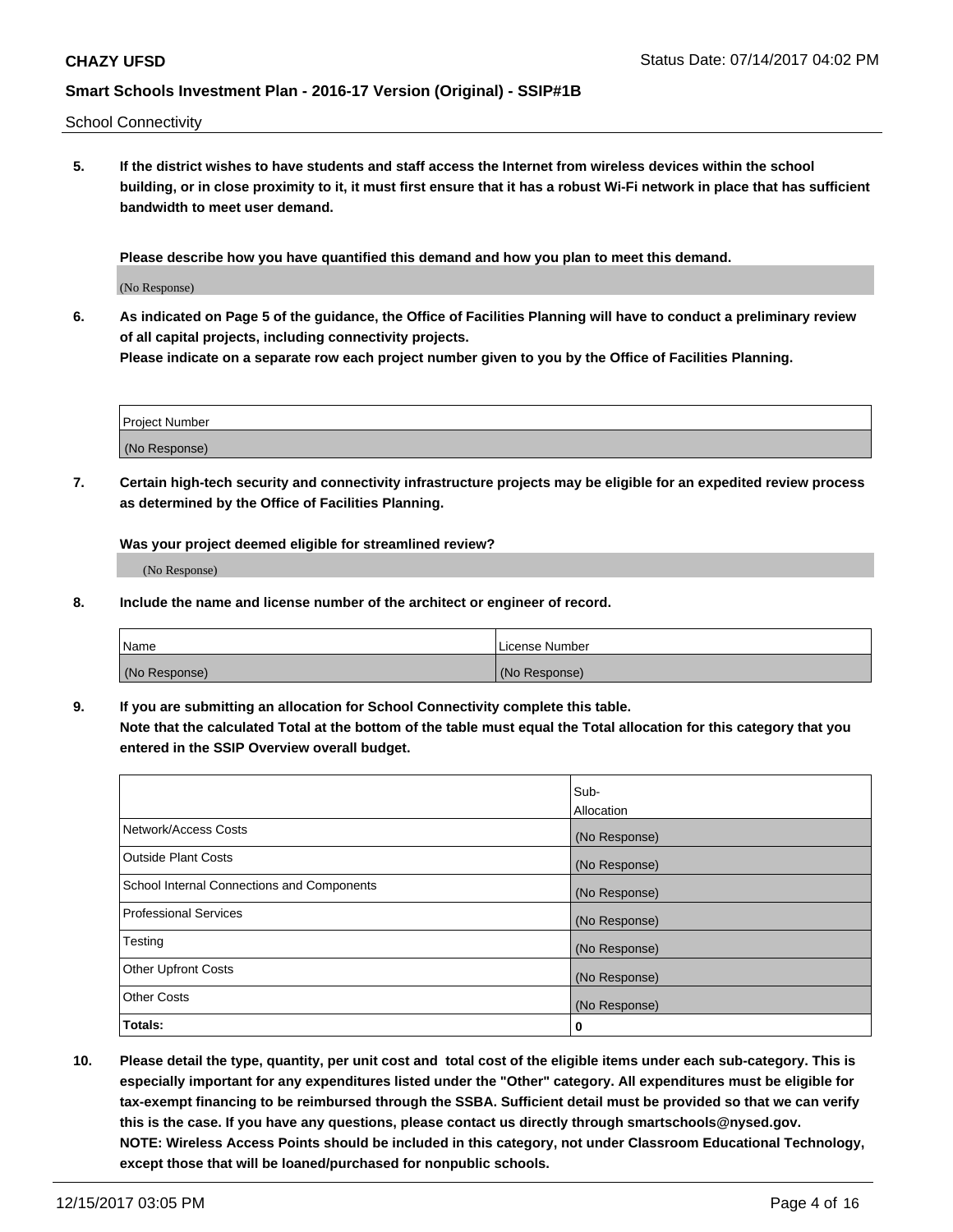School Connectivity

**5. If the district wishes to have students and staff access the Internet from wireless devices within the school building, or in close proximity to it, it must first ensure that it has a robust Wi-Fi network in place that has sufficient bandwidth to meet user demand.**

**Please describe how you have quantified this demand and how you plan to meet this demand.**

(No Response)

**6. As indicated on Page 5 of the guidance, the Office of Facilities Planning will have to conduct a preliminary review of all capital projects, including connectivity projects.**
**Please indicate on a separate row each project number given to you by the Office of Facilities Planning.**

| Project Number |
|---|
| (No Response) |

**7. Certain high-tech security and connectivity infrastructure projects may be eligible for an expedited review process as determined by the Office of Facilities Planning.**

**Was your project deemed eligible for streamlined review?**

(No Response)

**8. Include the name and license number of the architect or engineer of record.**

| Name | License Number |
|---|---|
| (No Response) | (No Response) |

**9. If you are submitting an allocation for School Connectivity complete this table.**
**Note that the calculated Total at the bottom of the table must equal the Total allocation for this category that you entered in the SSIP Overview overall budget.**

| | Sub-Allocation |
|---|---|
| Network/Access Costs | (No Response) |
| Outside Plant Costs | (No Response) |
| School Internal Connections and Components | (No Response) |
| Professional Services | (No Response) |
| Testing | (No Response) |
| Other Upfront Costs | (No Response) |
| Other Costs | (No Response) |
| **Totals:** | **0** |

**10. Please detail the type, quantity, per unit cost and total cost of the eligible items under each sub-category. This is especially important for any expenditures listed under the "Other" category. All expenditures must be eligible for tax-exempt financing to be reimbursed through the SSBA. Sufficient detail must be provided so that we can verify this is the case. If you have any questions, please contact us directly through smartschools@nysed.gov.**
**NOTE: Wireless Access Points should be included in this category, not under Classroom Educational Technology, except those that will be loaned/purchased for nonpublic schools.**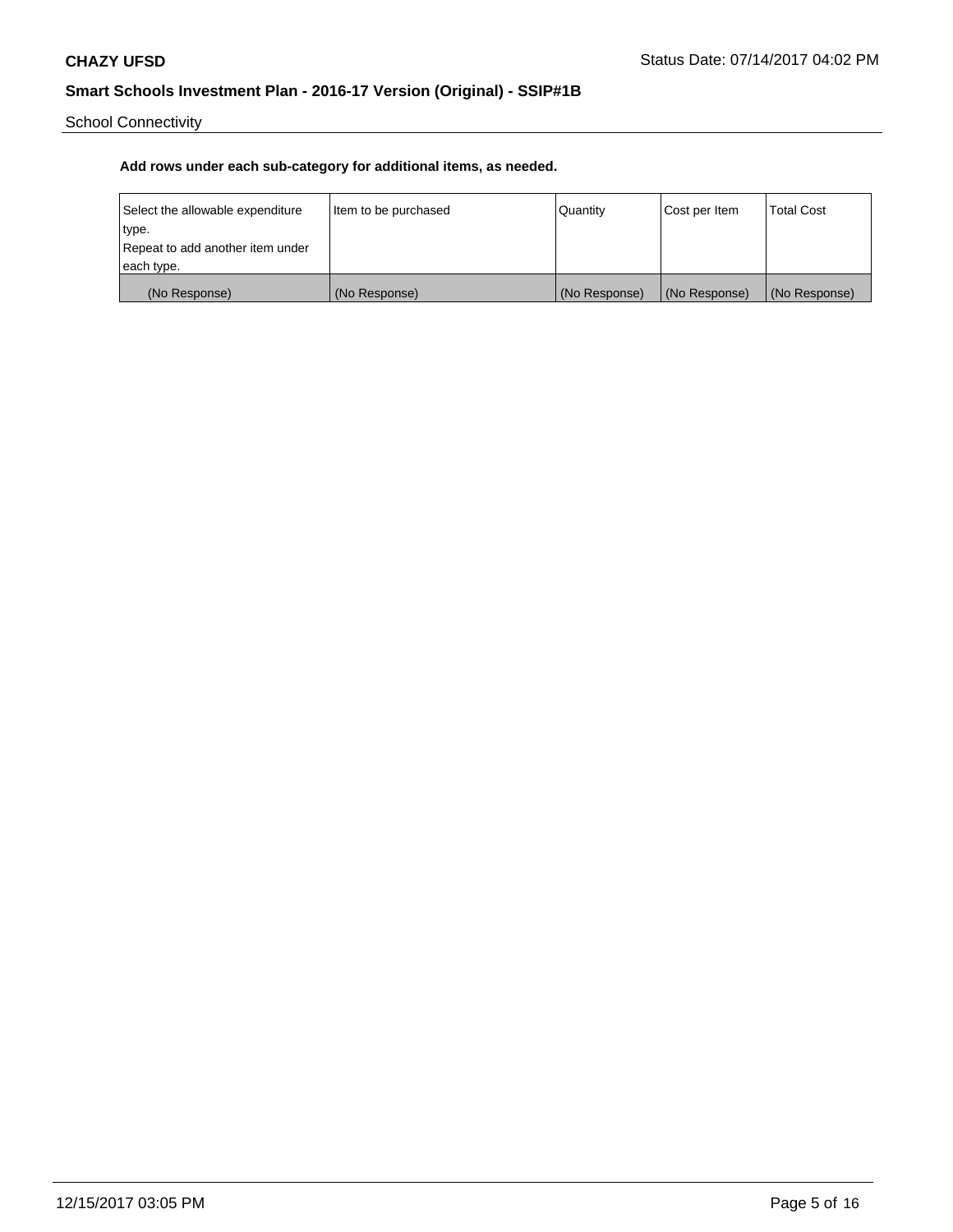School Connectivity

**Add rows under each sub-category for additional items, as needed.**

| Select the allowable expenditure type. Repeat to add another item under each type. | Item to be purchased | Quantity | Cost per Item | Total Cost |
|---|---|---|---|---|
| (No Response) | (No Response) | (No Response) | (No Response) | (No Response) |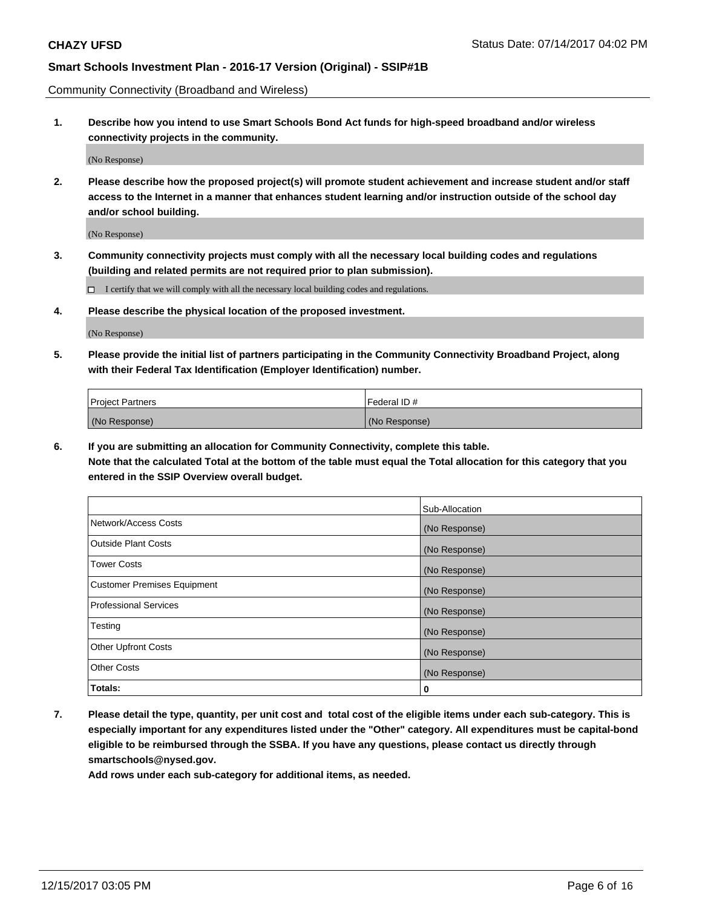Community Connectivity (Broadband and Wireless)

**1. Describe how you intend to use Smart Schools Bond Act funds for high-speed broadband and/or wireless connectivity projects in the community.**

(No Response)

**2. Please describe how the proposed project(s) will promote student achievement and increase student and/or staff access to the Internet in a manner that enhances student learning and/or instruction outside of the school day and/or school building.**

(No Response)

**3. Community connectivity projects must comply with all the necessary local building codes and regulations (building and related permits are not required prior to plan submission).**

☐ I certify that we will comply with all the necessary local building codes and regulations.

**4. Please describe the physical location of the proposed investment.**

(No Response)

**5. Please provide the initial list of partners participating in the Community Connectivity Broadband Project, along with their Federal Tax Identification (Employer Identification) number.**

| Project Partners | Federal ID # |
|---|---|
| (No Response) | (No Response) |

**6. If you are submitting an allocation for Community Connectivity, complete this table. Note that the calculated Total at the bottom of the table must equal the Total allocation for this category that you entered in the SSIP Overview overall budget.**

| | Sub-Allocation |
|---|---|
| Network/Access Costs | (No Response) |
| Outside Plant Costs | (No Response) |
| Tower Costs | (No Response) |
| Customer Premises Equipment | (No Response) |
| Professional Services | (No Response) |
| Testing | (No Response) |
| Other Upfront Costs | (No Response) |
| Other Costs | (No Response) |
| **Totals:** | **0** |

**7. Please detail the type, quantity, per unit cost and total cost of the eligible items under each sub-category. This is especially important for any expenditures listed under the "Other" category. All expenditures must be capital-bond eligible to be reimbursed through the SSBA. If you have any questions, please contact us directly through smartschools@nysed.gov.**

**Add rows under each sub-category for additional items, as needed.**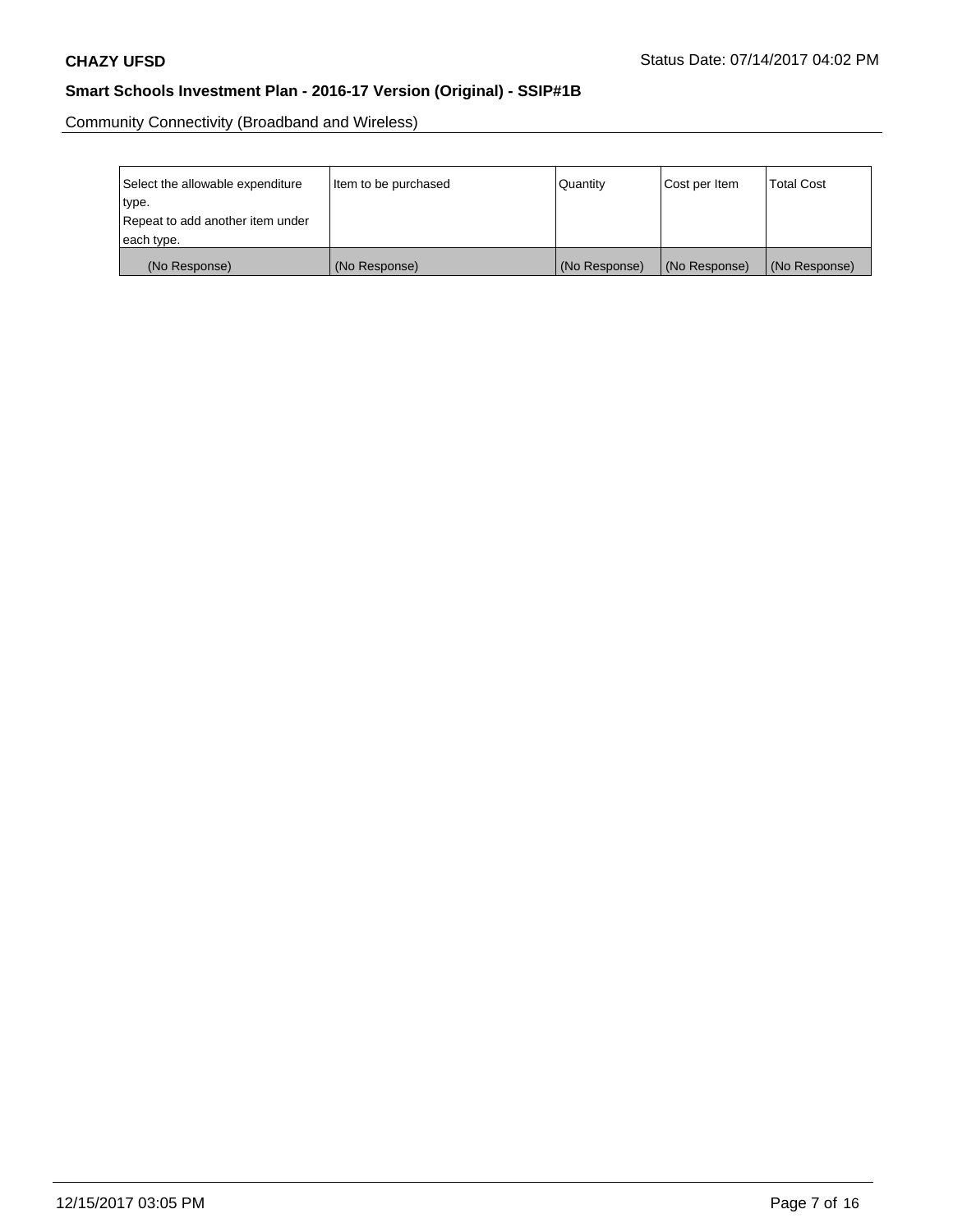Community Connectivity (Broadband and Wireless)

| Select the allowable expenditure type.<br>Repeat to add another item under each type. | Item to be purchased | Quantity | Cost per Item | Total Cost |
|---|---|---|---|---|
| (No Response) | (No Response) | (No Response) | (No Response) | (No Response) |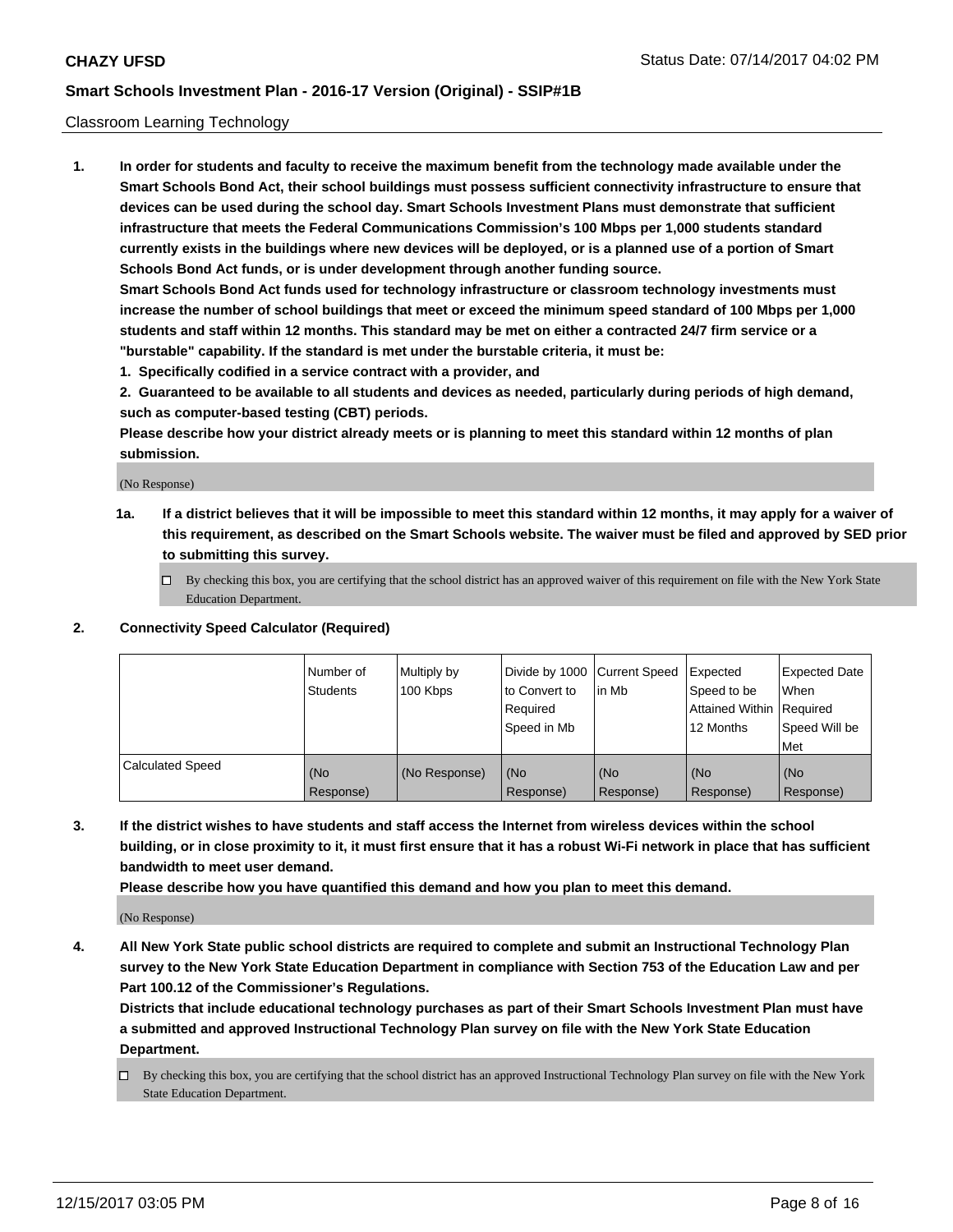Classroom Learning Technology

1. **In order for students and faculty to receive the maximum benefit from the technology made available under the Smart Schools Bond Act, their school buildings must possess sufficient connectivity infrastructure to ensure that devices can be used during the school day. Smart Schools Investment Plans must demonstrate that sufficient infrastructure that meets the Federal Communications Commission's 100 Mbps per 1,000 students standard currently exists in the buildings where new devices will be deployed, or is a planned use of a portion of Smart Schools Bond Act funds, or is under development through another funding source.**

   **Smart Schools Bond Act funds used for technology infrastructure or classroom technology investments must increase the number of school buildings that meet or exceed the minimum speed standard of 100 Mbps per 1,000 students and staff within 12 months. This standard may be met on either a contracted 24/7 firm service or a "burstable" capability. If the standard is met under the burstable criteria, it must be:**

   **1. Specifically codified in a service contract with a provider, and**

   **2. Guaranteed to be available to all students and devices as needed, particularly during periods of high demand, such as computer-based testing (CBT) periods.**

   **Please describe how your district already meets or is planning to meet this standard within 12 months of plan submission.**

   (No Response)

   **1a. If a district believes that it will be impossible to meet this standard within 12 months, it may apply for a waiver of this requirement, as described on the Smart Schools website. The waiver must be filed and approved by SED prior to submitting this survey.**

   ☐ By checking this box, you are certifying that the school district has an approved waiver of this requirement on file with the New York State Education Department.

2. **Connectivity Speed Calculator (Required)**

| | Number of Students | Multiply by 100 Kbps | Divide by 1000 to Convert to Required Speed in Mb | Current Speed in Mb | Expected Speed to be Attained Within 12 Months | Expected Date When Required Speed Will be Met |
|---|---|---|---|---|---|---|
| Calculated Speed | (No Response) | (No Response) | (No Response) | (No Response) | (No Response) | (No Response) |

3. **If the district wishes to have students and staff access the Internet from wireless devices within the school building, or in close proximity to it, it must first ensure that it has a robust Wi-Fi network in place that has sufficient bandwidth to meet user demand.**

   **Please describe how you have quantified this demand and how you plan to meet this demand.**

   (No Response)

4. **All New York State public school districts are required to complete and submit an Instructional Technology Plan survey to the New York State Education Department in compliance with Section 753 of the Education Law and per Part 100.12 of the Commissioner's Regulations.**

   **Districts that include educational technology purchases as part of their Smart Schools Investment Plan must have a submitted and approved Instructional Technology Plan survey on file with the New York State Education Department.**

   ☐ By checking this box, you are certifying that the school district has an approved Instructional Technology Plan survey on file with the New York State Education Department.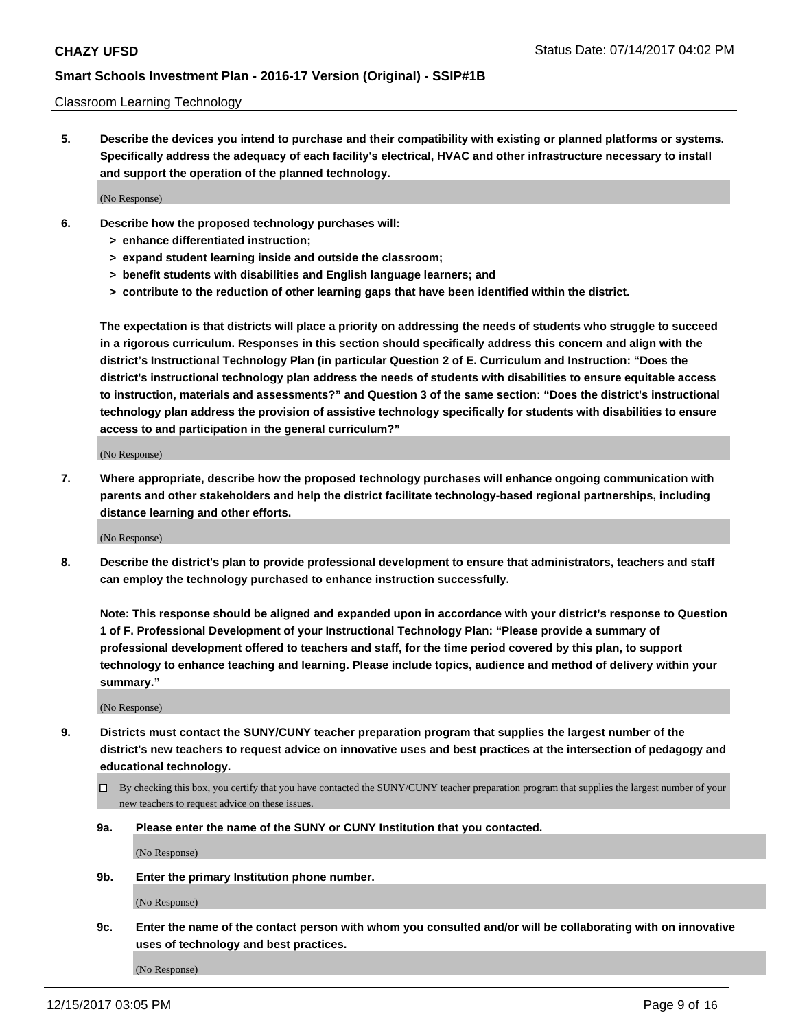Classroom Learning Technology

**5. Describe the devices you intend to purchase and their compatibility with existing or planned platforms or systems. Specifically address the adequacy of each facility's electrical, HVAC and other infrastructure necessary to install and support the operation of the planned technology.**

(No Response)

**6. Describe how the proposed technology purchases will:**
- **> enhance differentiated instruction;**
- **> expand student learning inside and outside the classroom;**
- **> benefit students with disabilities and English language learners; and**
- **> contribute to the reduction of other learning gaps that have been identified within the district.**

**The expectation is that districts will place a priority on addressing the needs of students who struggle to succeed in a rigorous curriculum. Responses in this section should specifically address this concern and align with the district's Instructional Technology Plan (in particular Question 2 of E. Curriculum and Instruction: "Does the district's instructional technology plan address the needs of students with disabilities to ensure equitable access to instruction, materials and assessments?" and Question 3 of the same section: "Does the district's instructional technology plan address the provision of assistive technology specifically for students with disabilities to ensure access to and participation in the general curriculum?"**

(No Response)

**7. Where appropriate, describe how the proposed technology purchases will enhance ongoing communication with parents and other stakeholders and help the district facilitate technology-based regional partnerships, including distance learning and other efforts.**

(No Response)

**8. Describe the district's plan to provide professional development to ensure that administrators, teachers and staff can employ the technology purchased to enhance instruction successfully.**

**Note: This response should be aligned and expanded upon in accordance with your district's response to Question 1 of F. Professional Development of your Instructional Technology Plan: "Please provide a summary of professional development offered to teachers and staff, for the time period covered by this plan, to support technology to enhance teaching and learning. Please include topics, audience and method of delivery within your summary."**

(No Response)

**9. Districts must contact the SUNY/CUNY teacher preparation program that supplies the largest number of the district's new teachers to request advice on innovative uses and best practices at the intersection of pedagogy and educational technology.**

☐ By checking this box, you certify that you have contacted the SUNY/CUNY teacher preparation program that supplies the largest number of your new teachers to request advice on these issues.

**9a. Please enter the name of the SUNY or CUNY Institution that you contacted.**

(No Response)

**9b. Enter the primary Institution phone number.**

(No Response)

**9c. Enter the name of the contact person with whom you consulted and/or will be collaborating with on innovative uses of technology and best practices.**

(No Response)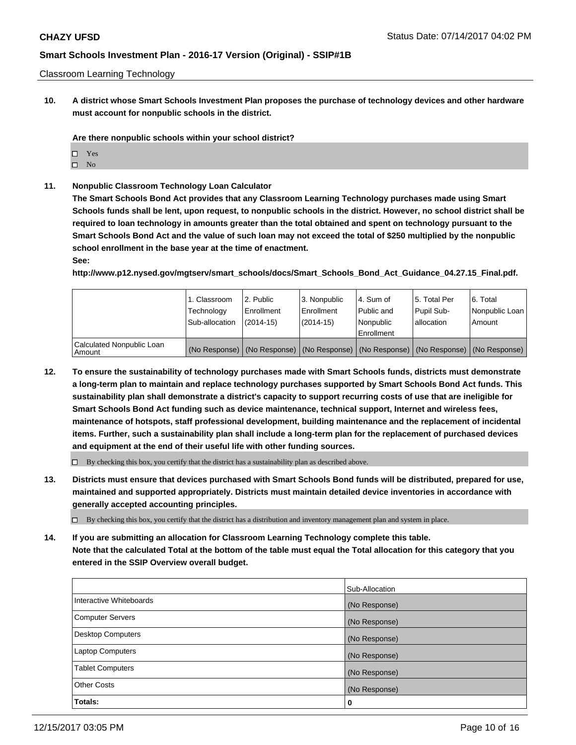Classroom Learning Technology

**10. A district whose Smart Schools Investment Plan proposes the purchase of technology devices and other hardware must account for nonpublic schools in the district.**

**Are there nonpublic schools within your school district?**

- ☐ Yes
- ☐ No

**11. Nonpublic Classroom Technology Loan Calculator**

**The Smart Schools Bond Act provides that any Classroom Learning Technology purchases made using Smart Schools funds shall be lent, upon request, to nonpublic schools in the district. However, no school district shall be required to loan technology in amounts greater than the total obtained and spent on technology pursuant to the Smart Schools Bond Act and the value of such loan may not exceed the total of $250 multiplied by the nonpublic school enrollment in the base year at the time of enactment.**

**See:**

**http://www.p12.nysed.gov/mgtserv/smart_schools/docs/Smart_Schools_Bond_Act_Guidance_04.27.15_Final.pdf.**

| | 1. Classroom Technology Sub-allocation | 2. Public Enrollment (2014-15) | 3. Nonpublic Enrollment (2014-15) | 4. Sum of Public and Nonpublic Enrollment | 5. Total Per Pupil Sub-allocation | 6. Total Nonpublic Loan Amount |
|---|---|---|---|---|---|---|
| Calculated Nonpublic Loan Amount | (No Response) | (No Response) | (No Response) | (No Response) | (No Response) | (No Response) |

**12. To ensure the sustainability of technology purchases made with Smart Schools funds, districts must demonstrate a long-term plan to maintain and replace technology purchases supported by Smart Schools Bond Act funds. This sustainability plan shall demonstrate a district's capacity to support recurring costs of use that are ineligible for Smart Schools Bond Act funding such as device maintenance, technical support, Internet and wireless fees, maintenance of hotspots, staff professional development, building maintenance and the replacement of incidental items. Further, such a sustainability plan shall include a long-term plan for the replacement of purchased devices and equipment at the end of their useful life with other funding sources.**

- ☐ By checking this box, you certify that the district has a sustainability plan as described above.

**13. Districts must ensure that devices purchased with Smart Schools Bond funds will be distributed, prepared for use, maintained and supported appropriately. Districts must maintain detailed device inventories in accordance with generally accepted accounting principles.**

- ☐ By checking this box, you certify that the district has a distribution and inventory management plan and system in place.

**14. If you are submitting an allocation for Classroom Learning Technology complete this table. Note that the calculated Total at the bottom of the table must equal the Total allocation for this category that you entered in the SSIP Overview overall budget.**

| | Sub-Allocation |
|---|---|
| Interactive Whiteboards | (No Response) |
| Computer Servers | (No Response) |
| Desktop Computers | (No Response) |
| Laptop Computers | (No Response) |
| Tablet Computers | (No Response) |
| Other Costs | (No Response) |
| **Totals:** | **0** |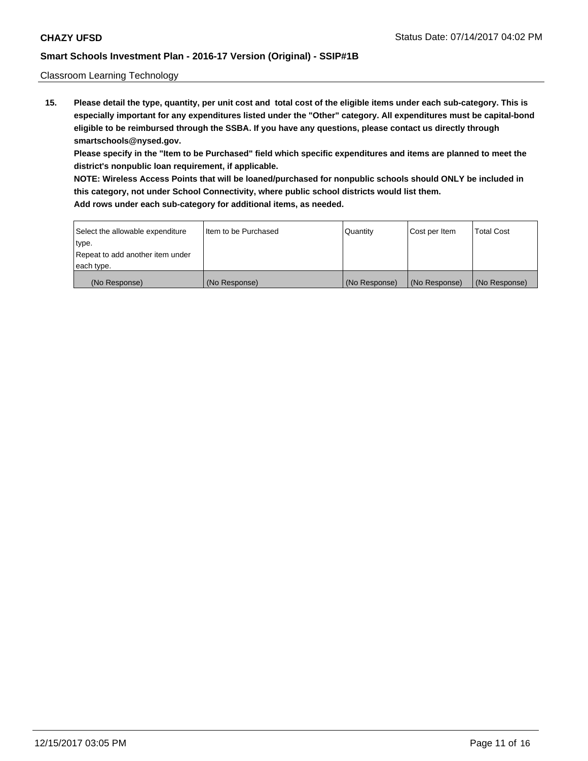Classroom Learning Technology

**15. Please detail the type, quantity, per unit cost and total cost of the eligible items under each sub-category. This is especially important for any expenditures listed under the "Other" category. All expenditures must be capital-bond eligible to be reimbursed through the SSBA. If you have any questions, please contact us directly through smartschools@nysed.gov.**

**Please specify in the "Item to be Purchased" field which specific expenditures and items are planned to meet the district's nonpublic loan requirement, if applicable.**

**NOTE: Wireless Access Points that will be loaned/purchased for nonpublic schools should ONLY be included in this category, not under School Connectivity, where public school districts would list them.**

**Add rows under each sub-category for additional items, as needed.**

| Select the allowable expenditure type. Repeat to add another item under each type. | Item to be Purchased | Quantity | Cost per Item | Total Cost |
|---|---|---|---|---|
| (No Response) | (No Response) | (No Response) | (No Response) | (No Response) |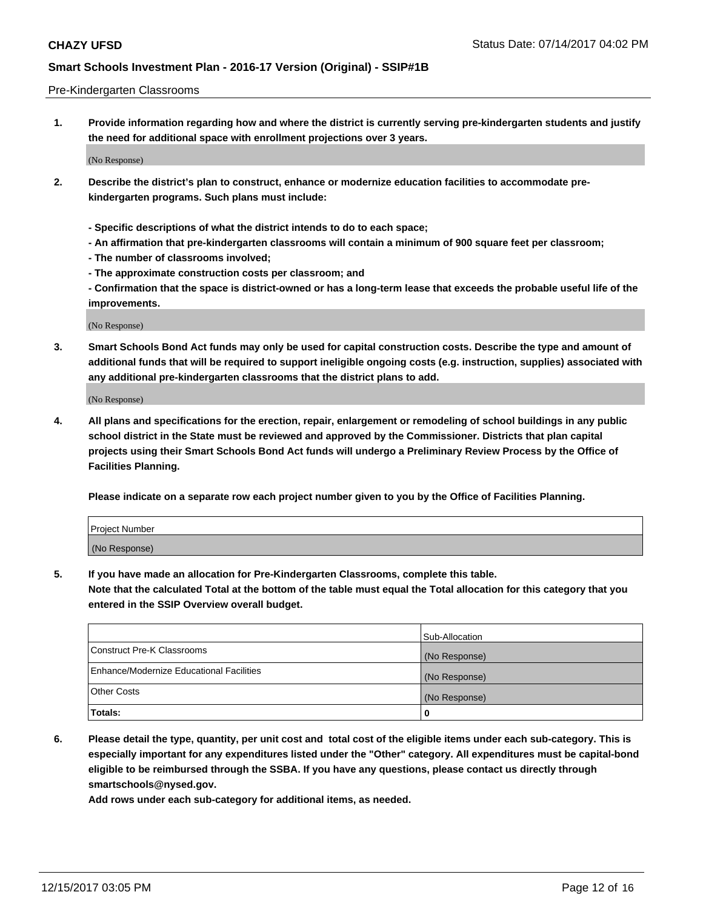Pre-Kindergarten Classrooms

**1. Provide information regarding how and where the district is currently serving pre-kindergarten students and justify the need for additional space with enrollment projections over 3 years.**

(No Response)

**2. Describe the district's plan to construct, enhance or modernize education facilities to accommodate pre-kindergarten programs. Such plans must include:**

**- Specific descriptions of what the district intends to do to each space;**
**- An affirmation that pre-kindergarten classrooms will contain a minimum of 900 square feet per classroom;**
**- The number of classrooms involved;**
**- The approximate construction costs per classroom; and**
**- Confirmation that the space is district-owned or has a long-term lease that exceeds the probable useful life of the improvements.**

(No Response)

**3. Smart Schools Bond Act funds may only be used for capital construction costs. Describe the type and amount of additional funds that will be required to support ineligible ongoing costs (e.g. instruction, supplies) associated with any additional pre-kindergarten classrooms that the district plans to add.**

(No Response)

**4. All plans and specifications for the erection, repair, enlargement or remodeling of school buildings in any public school district in the State must be reviewed and approved by the Commissioner. Districts that plan capital projects using their Smart Schools Bond Act funds will undergo a Preliminary Review Process by the Office of Facilities Planning.**

**Please indicate on a separate row each project number given to you by the Office of Facilities Planning.**

| Project Number |
|---|
| (No Response) |

**5. If you have made an allocation for Pre-Kindergarten Classrooms, complete this table.**
**Note that the calculated Total at the bottom of the table must equal the Total allocation for this category that you entered in the SSIP Overview overall budget.**

| | Sub-Allocation |
|---|---|
| Construct Pre-K Classrooms | (No Response) |
| Enhance/Modernize Educational Facilities | (No Response) |
| Other Costs | (No Response) |
| **Totals:** | **0** |

**6. Please detail the type, quantity, per unit cost and total cost of the eligible items under each sub-category. This is especially important for any expenditures listed under the "Other" category. All expenditures must be capital-bond eligible to be reimbursed through the SSBA. If you have any questions, please contact us directly through smartschools@nysed.gov.**

**Add rows under each sub-category for additional items, as needed.**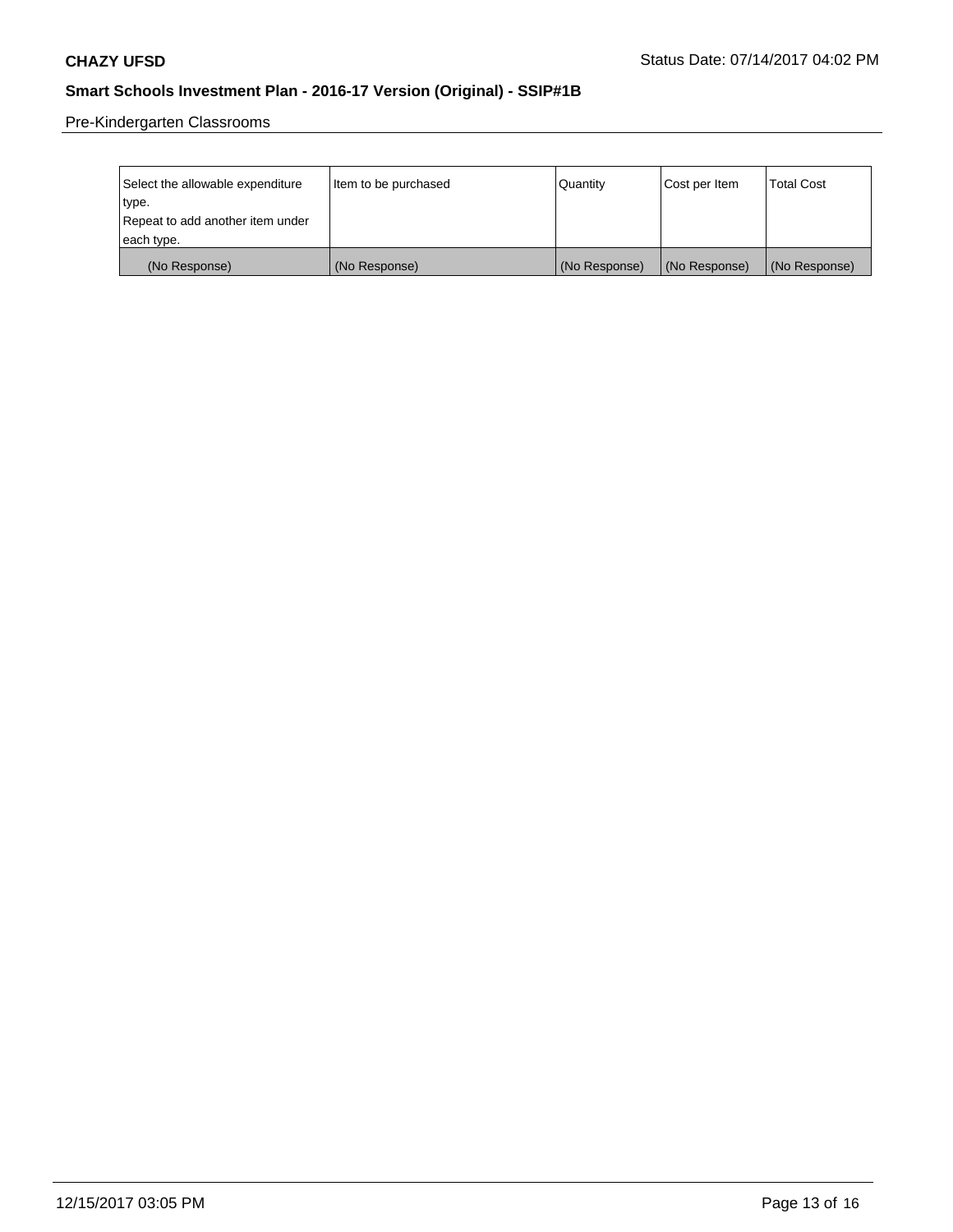Pre-Kindergarten Classrooms

| Select the allowable expenditure type. Repeat to add another item under each type. | Item to be purchased | Quantity | Cost per Item | Total Cost |
|---|---|---|---|---|
| (No Response) | (No Response) | (No Response) | (No Response) | (No Response) |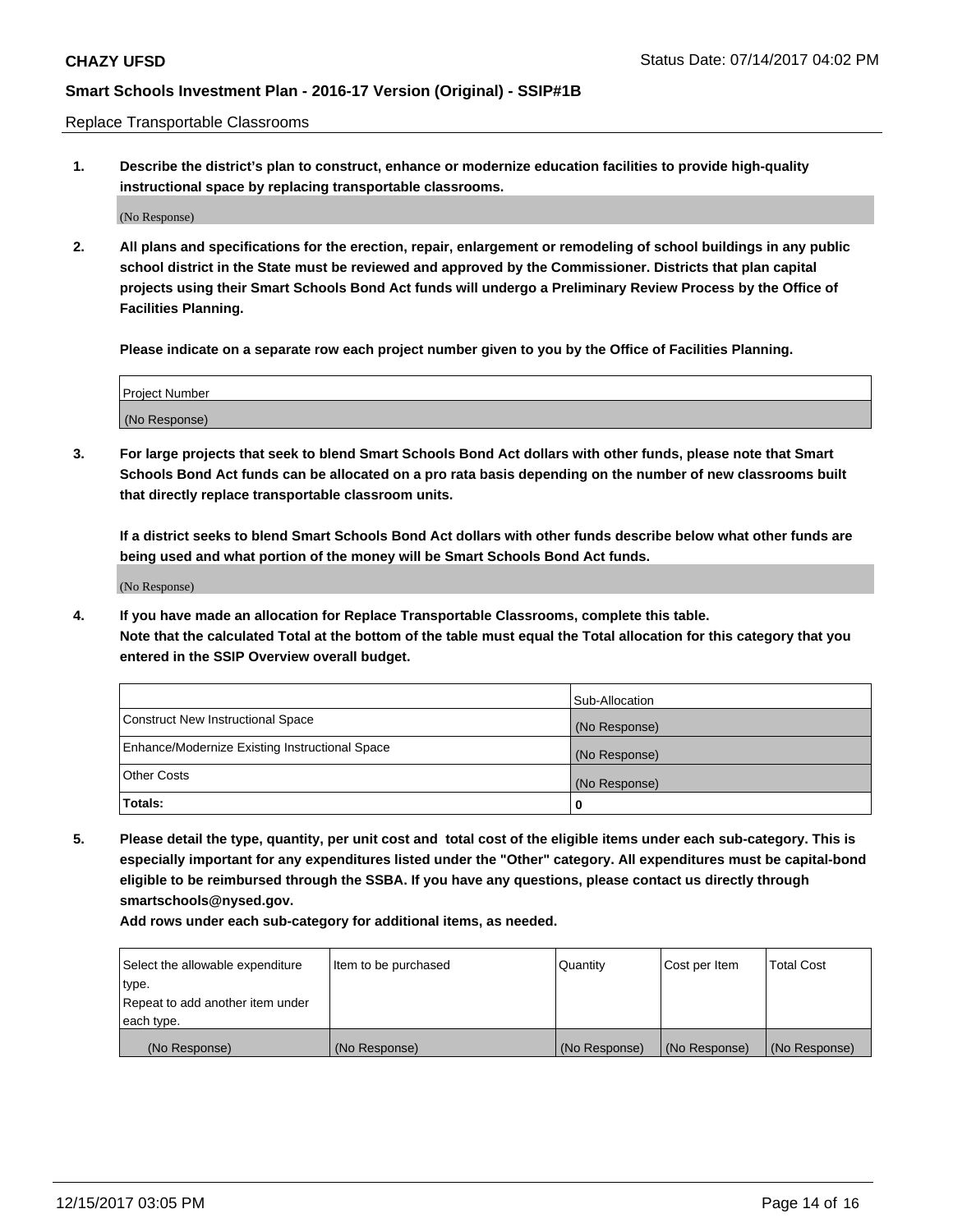Replace Transportable Classrooms

1. **Describe the district's plan to construct, enhance or modernize education facilities to provide high-quality instructional space by replacing transportable classrooms.**

(No Response)

2. **All plans and specifications for the erection, repair, enlargement or remodeling of school buildings in any public school district in the State must be reviewed and approved by the Commissioner. Districts that plan capital projects using their Smart Schools Bond Act funds will undergo a Preliminary Review Process by the Office of Facilities Planning.**

**Please indicate on a separate row each project number given to you by the Office of Facilities Planning.**

| Project Number |
|---|
| (No Response) |

3. **For large projects that seek to blend Smart Schools Bond Act dollars with other funds, please note that Smart Schools Bond Act funds can be allocated on a pro rata basis depending on the number of new classrooms built that directly replace transportable classroom units.**

**If a district seeks to blend Smart Schools Bond Act dollars with other funds describe below what other funds are being used and what portion of the money will be Smart Schools Bond Act funds.**

(No Response)

4. **If you have made an allocation for Replace Transportable Classrooms, complete this table.**
**Note that the calculated Total at the bottom of the table must equal the Total allocation for this category that you entered in the SSIP Overview overall budget.**

| | Sub-Allocation |
|---|---|
| Construct New Instructional Space | (No Response) |
| Enhance/Modernize Existing Instructional Space | (No Response) |
| Other Costs | (No Response) |
| **Totals:** | **0** |

5. **Please detail the type, quantity, per unit cost and total cost of the eligible items under each sub-category. This is especially important for any expenditures listed under the "Other" category. All expenditures must be capital-bond eligible to be reimbursed through the SSBA. If you have any questions, please contact us directly through smartschools@nysed.gov.**
**Add rows under each sub-category for additional items, as needed.**

| Select the allowable expenditure type. Repeat to add another item under each type. | Item to be purchased | Quantity | Cost per Item | Total Cost |
|---|---|---|---|---|
| (No Response) | (No Response) | (No Response) | (No Response) | (No Response) |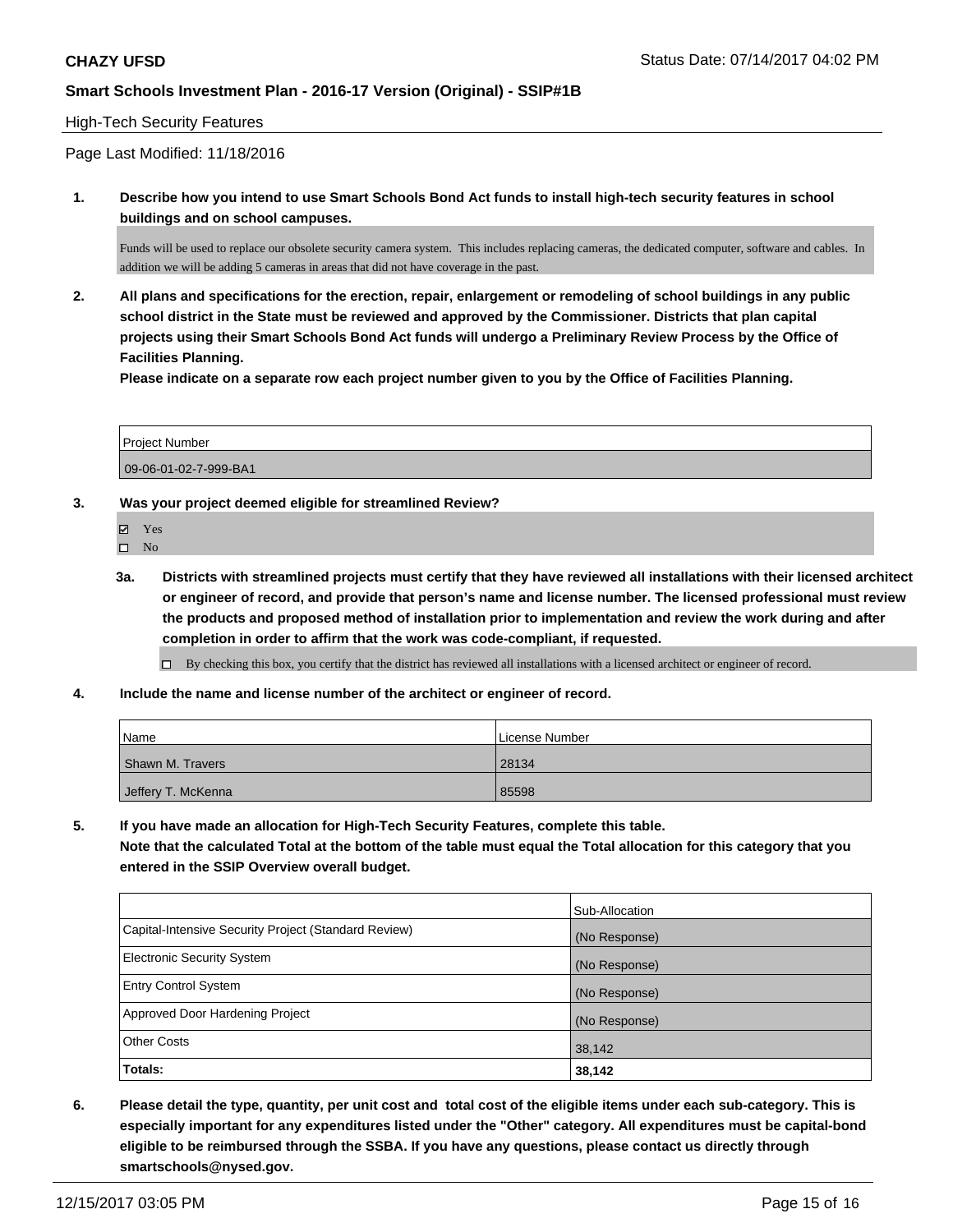High-Tech Security Features

Page Last Modified: 11/18/2016

1. **Describe how you intend to use Smart Schools Bond Act funds to install high-tech security features in school buildings and on school campuses.**

   Funds will be used to replace our obsolete security camera system. This includes replacing cameras, the dedicated computer, software and cables. In addition we will be adding 5 cameras in areas that did not have coverage in the past.

2. **All plans and specifications for the erection, repair, enlargement or remodeling of school buildings in any public school district in the State must be reviewed and approved by the Commissioner. Districts that plan capital projects using their Smart Schools Bond Act funds will undergo a Preliminary Review Process by the Office of Facilities Planning.**

   **Please indicate on a separate row each project number given to you by the Office of Facilities Planning.**

| Project Number |
| --- |
| 09-06-01-02-7-999-BA1 |

3. **Was your project deemed eligible for streamlined Review?**

   - ☑ Yes
   - ☐ No

   3a. **Districts with streamlined projects must certify that they have reviewed all installations with their licensed architect or engineer of record, and provide that person's name and license number. The licensed professional must review the products and proposed method of installation prior to implementation and review the work during and after completion in order to affirm that the work was code-compliant, if requested.**

   - ☐ By checking this box, you certify that the district has reviewed all installations with a licensed architect or engineer of record.

4. **Include the name and license number of the architect or engineer of record.**

| Name | License Number |
| --- | --- |
| Shawn M. Travers | 28134 |
| Jeffery T. McKenna | 85598 |

5. **If you have made an allocation for High-Tech Security Features, complete this table.**

   **Note that the calculated Total at the bottom of the table must equal the Total allocation for this category that you entered in the SSIP Overview overall budget.**

| | Sub-Allocation |
| --- | --- |
| Capital-Intensive Security Project (Standard Review) | (No Response) |
| Electronic Security System | (No Response) |
| Entry Control System | (No Response) |
| Approved Door Hardening Project | (No Response) |
| Other Costs | 38,142 |
| **Totals:** | **38,142** |

6. **Please detail the type, quantity, per unit cost and total cost of the eligible items under each sub-category. This is especially important for any expenditures listed under the "Other" category. All expenditures must be capital-bond eligible to be reimbursed through the SSBA. If you have any questions, please contact us directly through smartschools@nysed.gov.**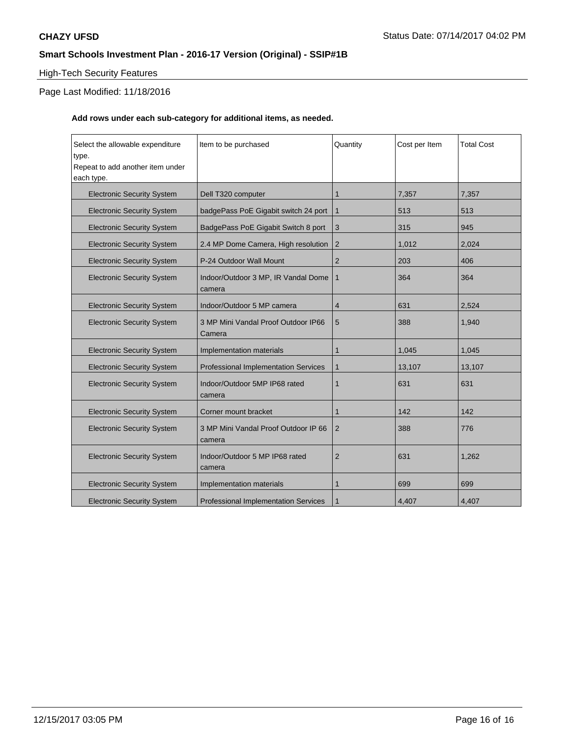High-Tech Security Features

Page Last Modified: 11/18/2016

**Add rows under each sub-category for additional items, as needed.**

| Select the allowable expenditure type.<br>Repeat to add another item under each type. | Item to be purchased | Quantity | Cost per Item | Total Cost |
|---|---|---|---|---|
| Electronic Security System | Dell T320 computer | 1 | 7,357 | 7,357 |
| Electronic Security System | badgePass PoE Gigabit switch 24 port | 1 | 513 | 513 |
| Electronic Security System | BadgePass PoE Gigabit Switch 8 port | 3 | 315 | 945 |
| Electronic Security System | 2.4 MP Dome Camera, High resolution | 2 | 1,012 | 2,024 |
| Electronic Security System | P-24 Outdoor Wall Mount | 2 | 203 | 406 |
| Electronic Security System | Indoor/Outdoor 3 MP, IR Vandal Dome camera | 1 | 364 | 364 |
| Electronic Security System | Indoor/Outdoor 5 MP camera | 4 | 631 | 2,524 |
| Electronic Security System | 3 MP Mini Vandal Proof Outdoor IP66 Camera | 5 | 388 | 1,940 |
| Electronic Security System | Implementation materials | 1 | 1,045 | 1,045 |
| Electronic Security System | Professional Implementation Services | 1 | 13,107 | 13,107 |
| Electronic Security System | Indoor/Outdoor 5MP IP68 rated camera | 1 | 631 | 631 |
| Electronic Security System | Corner mount bracket | 1 | 142 | 142 |
| Electronic Security System | 3 MP Mini Vandal Proof Outdoor IP 66 camera | 2 | 388 | 776 |
| Electronic Security System | Indoor/Outdoor 5 MP IP68 rated camera | 2 | 631 | 1,262 |
| Electronic Security System | Implementation materials | 1 | 699 | 699 |
| Electronic Security System | Professional Implementation Services | 1 | 4,407 | 4,407 |